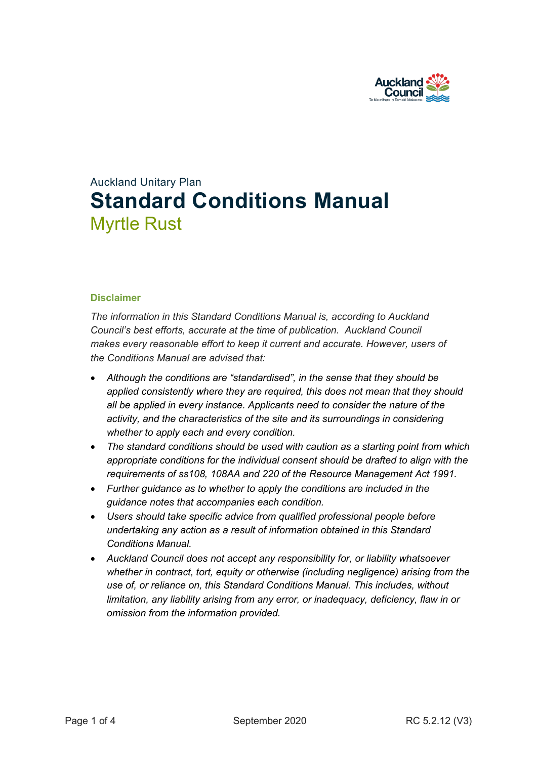Auckland Unitary Plan

# Standard Conditions Manual

## Myrtle Rust

### Disclaimer

*The information in this Standard Conditions Manual is, according to Auckland Council's best efforts, accurate at the time of publication. Auckland Council makes every reasonable effort to keep it current and accurate. However, users of the Conditions Manual are advised that:*

- *Although the conditions are "standardised", in the sense that they should be applied consistently where they are required, this does not mean that they should all be applied in every instance. Applicants need to consider the nature of the activity, and the characteristics of the site and its surroundings in considering whether to apply each and every condition.*
- *The standard conditions should be used with caution as a starting point from which appropriate conditions for the individual consent should be drafted to align with the requirements of ss108, 108AA and 220 of the Resource Management Act 1991.*
- *Further guidance as to whether to apply the conditions are included in the guidance notes that accompanies each condition.*
- *Users should take specific advice from qualified professional people before undertaking any action as a result of information obtained in this Standard Conditions Manual.*
- *Auckland Council does not accept any responsibility for, or liability whatsoever whether in contract, tort, equity or otherwise (including negligence) arising from the use of, or reliance on, this Standard Conditions Manual. This includes, without limitation, any liability arising from any error, or inadequacy, deficiency, flaw in or omission from the information provided.*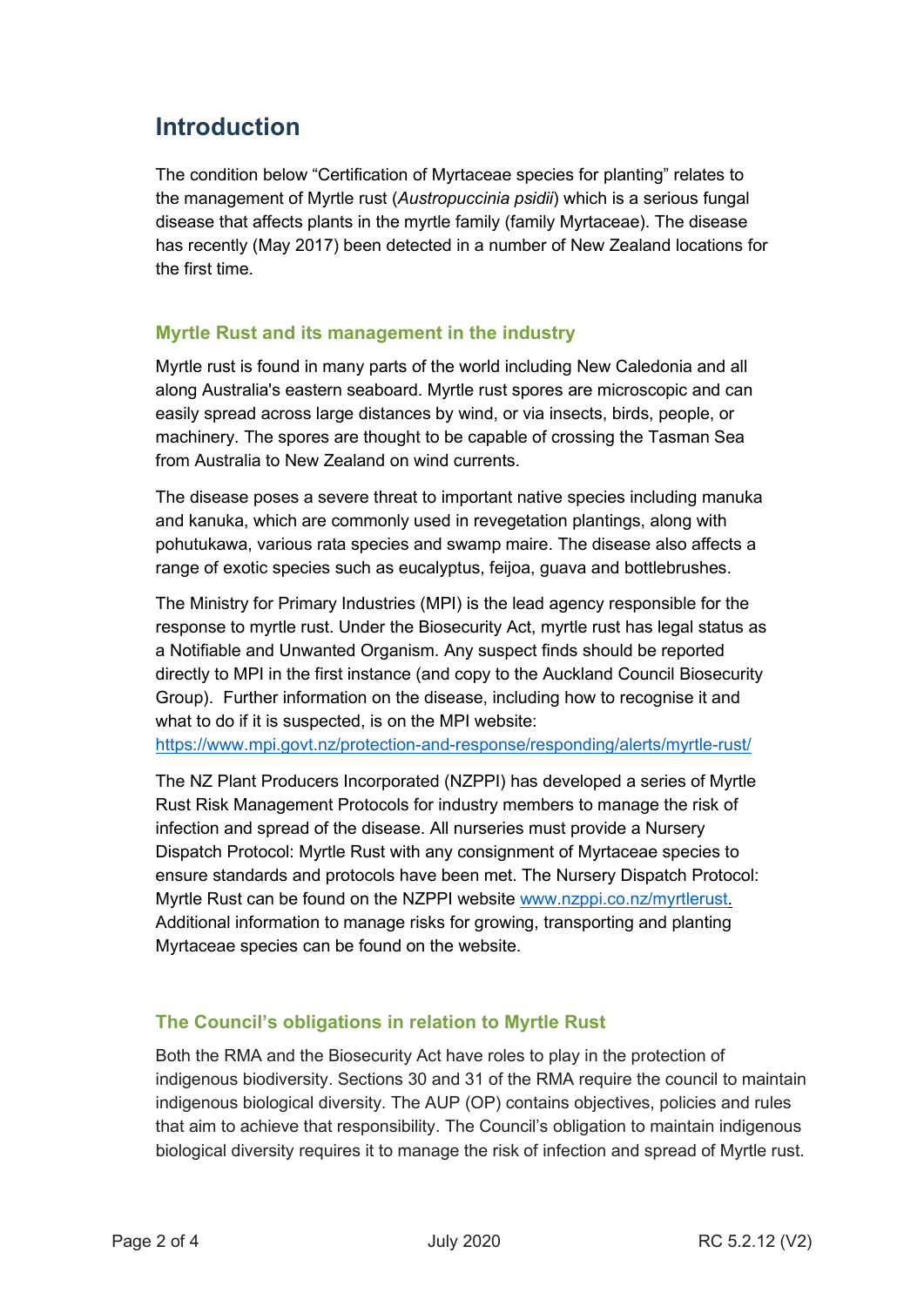# Introduction

The condition below "Certification of Myrtaceae species for planting" relates to the management of Myrtle rust (*Austropuccinia psidii*) which is a serious fungal disease that affects plants in the myrtle family (family Myrtaceae). The disease has recently (May 2017) been detected in a number of New Zealand locations for the first time.

## Myrtle Rust and its management in the industry

Myrtle rust is found in many parts of the world including New Caledonia and all along Australia's eastern seaboard. Myrtle rust spores are microscopic and can easily spread across large distances by wind, or via insects, birds, people, or machinery. The spores are thought to be capable of crossing the Tasman Sea from Australia to New Zealand on wind currents.

The disease poses a severe threat to important native species including manuka and kanuka, which are commonly used in revegetation plantings, along with pohutukawa, various rata species and swamp maire. The disease also affects a range of exotic species such as eucalyptus, feijoa, guava and bottlebrushes.

The Ministry for Primary Industries (MPI) is the lead agency responsible for the response to myrtle rust. Under the Biosecurity Act, myrtle rust has legal status as a Notifiable and Unwanted Organism. Any suspect finds should be reported directly to MPI in the first instance (and copy to the Auckland Council Biosecurity Group). Further information on the disease, including how to recognise it and what to do if it is suspected, is on the MPI website: https://www.mpi.govt.nz/protection-and-response/responding/alerts/myrtle-rust/

The NZ Plant Producers Incorporated (NZPPI) has developed a series of Myrtle Rust Risk Management Protocols for industry members to manage the risk of infection and spread of the disease. All nurseries must provide a Nursery Dispatch Protocol: Myrtle Rust with any consignment of Myrtaceae species to ensure standards and protocols have been met. The Nursery Dispatch Protocol: Myrtle Rust can be found on the NZPPI website www.nzppi.co.nz/myrtlerust. Additional information to manage risks for growing, transporting and planting Myrtaceae species can be found on the website.

## The Council's obligations in relation to Myrtle Rust

Both the RMA and the Biosecurity Act have roles to play in the protection of indigenous biodiversity. Sections 30 and 31 of the RMA require the council to maintain indigenous biological diversity. The AUP (OP) contains objectives, policies and rules that aim to achieve that responsibility. The Council's obligation to maintain indigenous biological diversity requires it to manage the risk of infection and spread of Myrtle rust.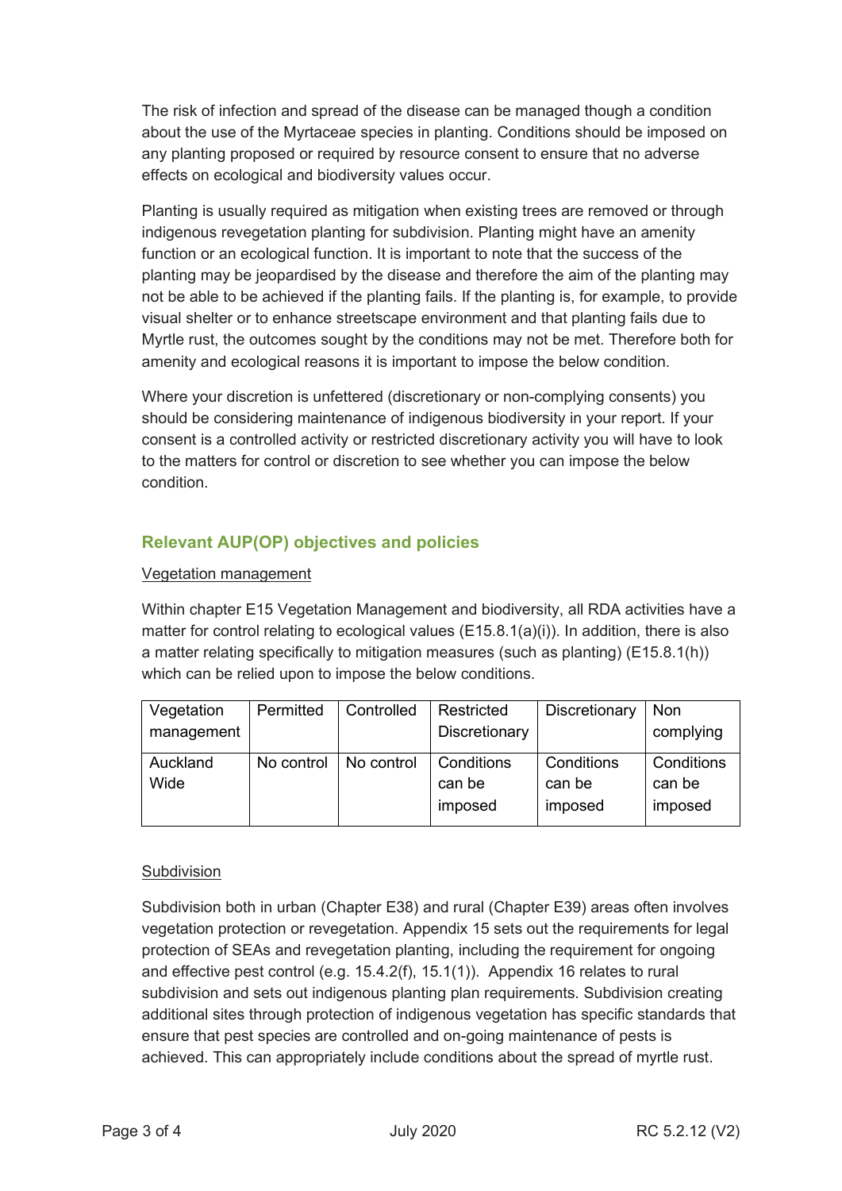The risk of infection and spread of the disease can be managed though a condition about the use of the Myrtaceae species in planting. Conditions should be imposed on any planting proposed or required by resource consent to ensure that no adverse effects on ecological and biodiversity values occur.

Planting is usually required as mitigation when existing trees are removed or through indigenous revegetation planting for subdivision. Planting might have an amenity function or an ecological function. It is important to note that the success of the planting may be jeopardised by the disease and therefore the aim of the planting may not be able to be achieved if the planting fails. If the planting is, for example, to provide visual shelter or to enhance streetscape environment and that planting fails due to Myrtle rust, the outcomes sought by the conditions may not be met. Therefore both for amenity and ecological reasons it is important to impose the below condition.

Where your discretion is unfettered (discretionary or non-complying consents) you should be considering maintenance of indigenous biodiversity in your report. If your consent is a controlled activity or restricted discretionary activity you will have to look to the matters for control or discretion to see whether you can impose the below condition.

## Relevant AUP(OP) objectives and policies

Vegetation management

Within chapter E15 Vegetation Management and biodiversity, all RDA activities have a matter for control relating to ecological values (E15.8.1(a)(i)). In addition, there is also a matter relating specifically to mitigation measures (such as planting) (E15.8.1(h)) which can be relied upon to impose the below conditions.

| Vegetation management | Permitted | Controlled | Restricted Discretionary | Discretionary | Non complying |
|---|---|---|---|---|---|
| Auckland Wide | No control | No control | Conditions can be imposed | Conditions can be imposed | Conditions can be imposed |

Subdivision

Subdivision both in urban (Chapter E38) and rural (Chapter E39) areas often involves vegetation protection or revegetation. Appendix 15 sets out the requirements for legal protection of SEAs and revegetation planting, including the requirement for ongoing and effective pest control (e.g. 15.4.2(f), 15.1(1)). Appendix 16 relates to rural subdivision and sets out indigenous planting plan requirements. Subdivision creating additional sites through protection of indigenous vegetation has specific standards that ensure that pest species are controlled and on-going maintenance of pests is achieved. This can appropriately include conditions about the spread of myrtle rust.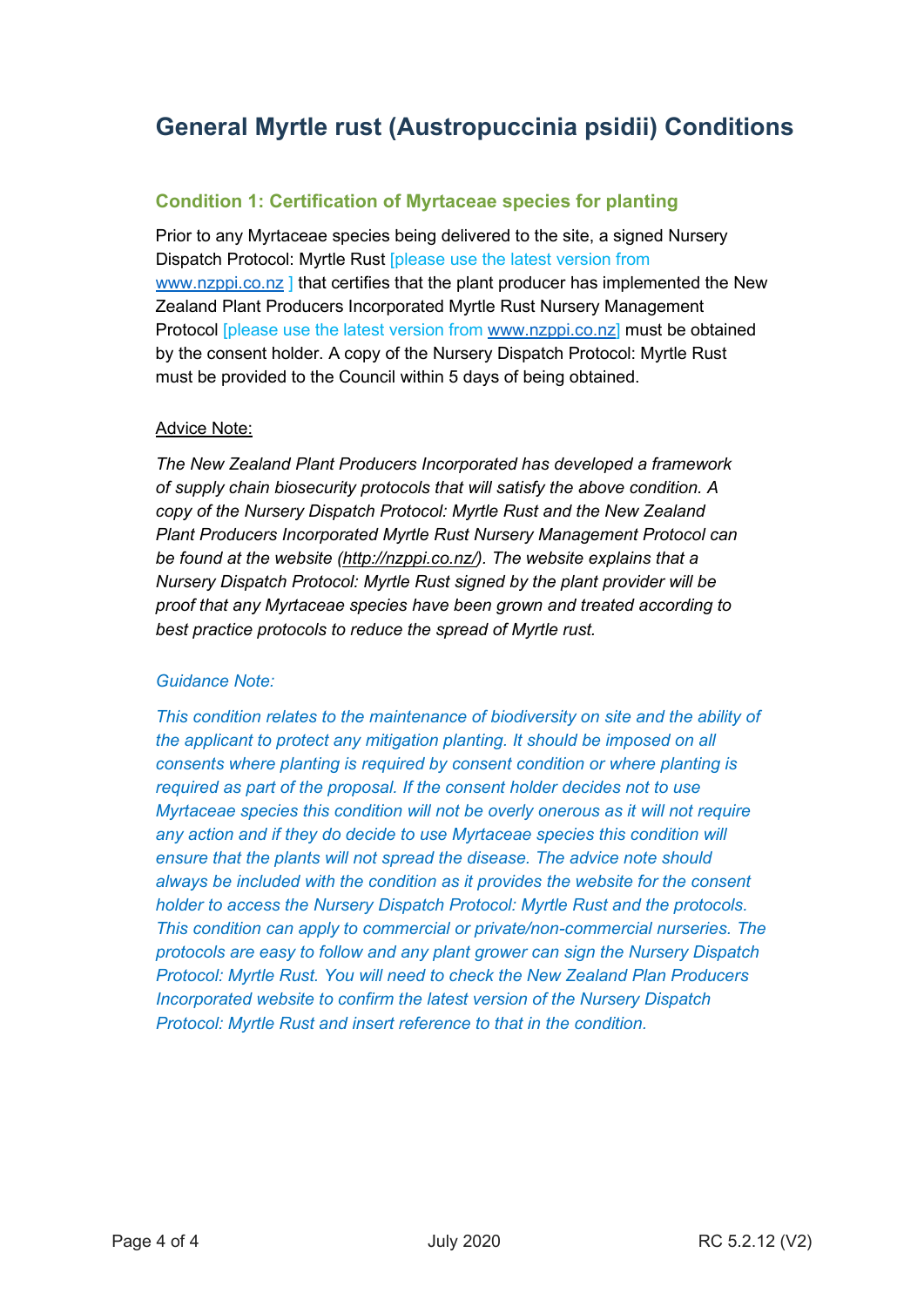# General Myrtle rust (Austropuccinia psidii) Conditions

## Condition 1: Certification of Myrtaceae species for planting

Prior to any Myrtaceae species being delivered to the site, a signed Nursery Dispatch Protocol: Myrtle Rust [please use the latest version from www.nzppi.co.nz ] that certifies that the plant producer has implemented the New Zealand Plant Producers Incorporated Myrtle Rust Nursery Management Protocol [please use the latest version from www.nzppi.co.nz] must be obtained by the consent holder. A copy of the Nursery Dispatch Protocol: Myrtle Rust must be provided to the Council within 5 days of being obtained.

Advice Note:

*The New Zealand Plant Producers Incorporated has developed a framework of supply chain biosecurity protocols that will satisfy the above condition. A copy of the Nursery Dispatch Protocol: Myrtle Rust and the New Zealand Plant Producers Incorporated Myrtle Rust Nursery Management Protocol can be found at the website (http://nzppi.co.nz/). The website explains that a Nursery Dispatch Protocol: Myrtle Rust signed by the plant provider will be proof that any Myrtaceae species have been grown and treated according to best practice protocols to reduce the spread of Myrtle rust.*

*Guidance Note:*

*This condition relates to the maintenance of biodiversity on site and the ability of the applicant to protect any mitigation planting. It should be imposed on all consents where planting is required by consent condition or where planting is required as part of the proposal. If the consent holder decides not to use Myrtaceae species this condition will not be overly onerous as it will not require any action and if they do decide to use Myrtaceae species this condition will ensure that the plants will not spread the disease. The advice note should always be included with the condition as it provides the website for the consent holder to access the Nursery Dispatch Protocol: Myrtle Rust and the protocols. This condition can apply to commercial or private/non-commercial nurseries. The protocols are easy to follow and any plant grower can sign the Nursery Dispatch Protocol: Myrtle Rust. You will need to check the New Zealand Plan Producers Incorporated website to confirm the latest version of the Nursery Dispatch Protocol: Myrtle Rust and insert reference to that in the condition.*